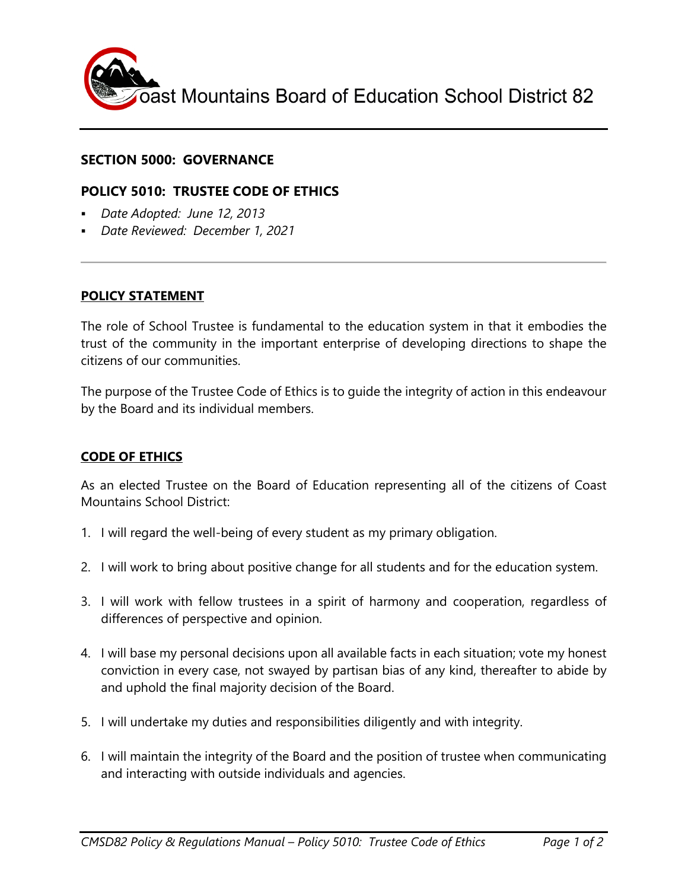# Coast Mountains Board of Education School District 82

## SECTION 5000: GOVERNANCE

## POLICY 5010: TRUSTEE CODE OF ETHICS

- *Date Adopted: June 12, 2013*
- *Date Reviewed: December 1, 2021*

---

### POLICY STATEMENT

The role of School Trustee is fundamental to the education system in that it embodies the trust of the community in the important enterprise of developing directions to shape the citizens of our communities.

The purpose of the Trustee Code of Ethics is to guide the integrity of action in this endeavour by the Board and its individual members.

### CODE OF ETHICS

As an elected Trustee on the Board of Education representing all of the citizens of Coast Mountains School District:

1. I will regard the well-being of every student as my primary obligation.

2. I will work to bring about positive change for all students and for the education system.

3. I will work with fellow trustees in a spirit of harmony and cooperation, regardless of differences of perspective and opinion.

4. I will base my personal decisions upon all available facts in each situation; vote my honest conviction in every case, not swayed by partisan bias of any kind, thereafter to abide by and uphold the final majority decision of the Board.

5. I will undertake my duties and responsibilities diligently and with integrity.

6. I will maintain the integrity of the Board and the position of trustee when communicating and interacting with outside individuals and agencies.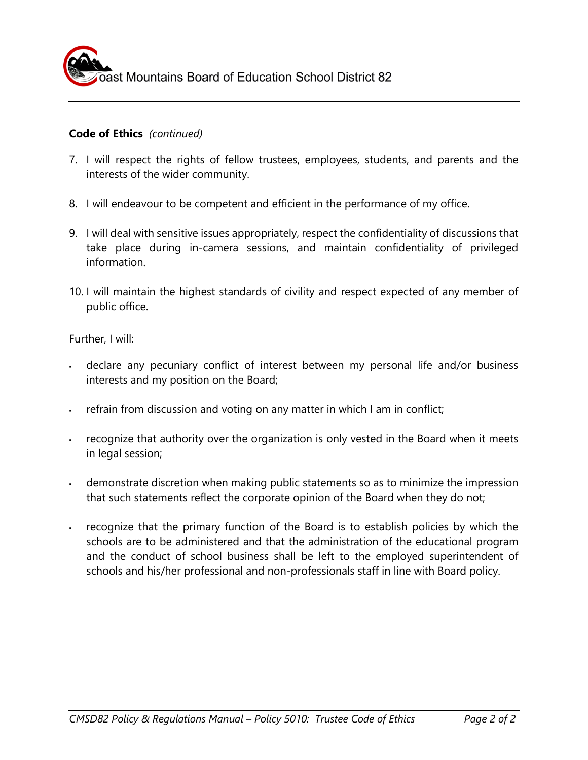**Code of Ethics** *(continued)*

7. I will respect the rights of fellow trustees, employees, students, and parents and the interests of the wider community.

8. I will endeavour to be competent and efficient in the performance of my office.

9. I will deal with sensitive issues appropriately, respect the confidentiality of discussions that take place during in-camera sessions, and maintain confidentiality of privileged information.

10. I will maintain the highest standards of civility and respect expected of any member of public office.

Further, I will:

- declare any pecuniary conflict of interest between my personal life and/or business interests and my position on the Board;

- refrain from discussion and voting on any matter in which I am in conflict;

- recognize that authority over the organization is only vested in the Board when it meets in legal session;

- demonstrate discretion when making public statements so as to minimize the impression that such statements reflect the corporate opinion of the Board when they do not;

- recognize that the primary function of the Board is to establish policies by which the schools are to be administered and that the administration of the educational program and the conduct of school business shall be left to the employed superintendent of schools and his/her professional and non-professionals staff in line with Board policy.